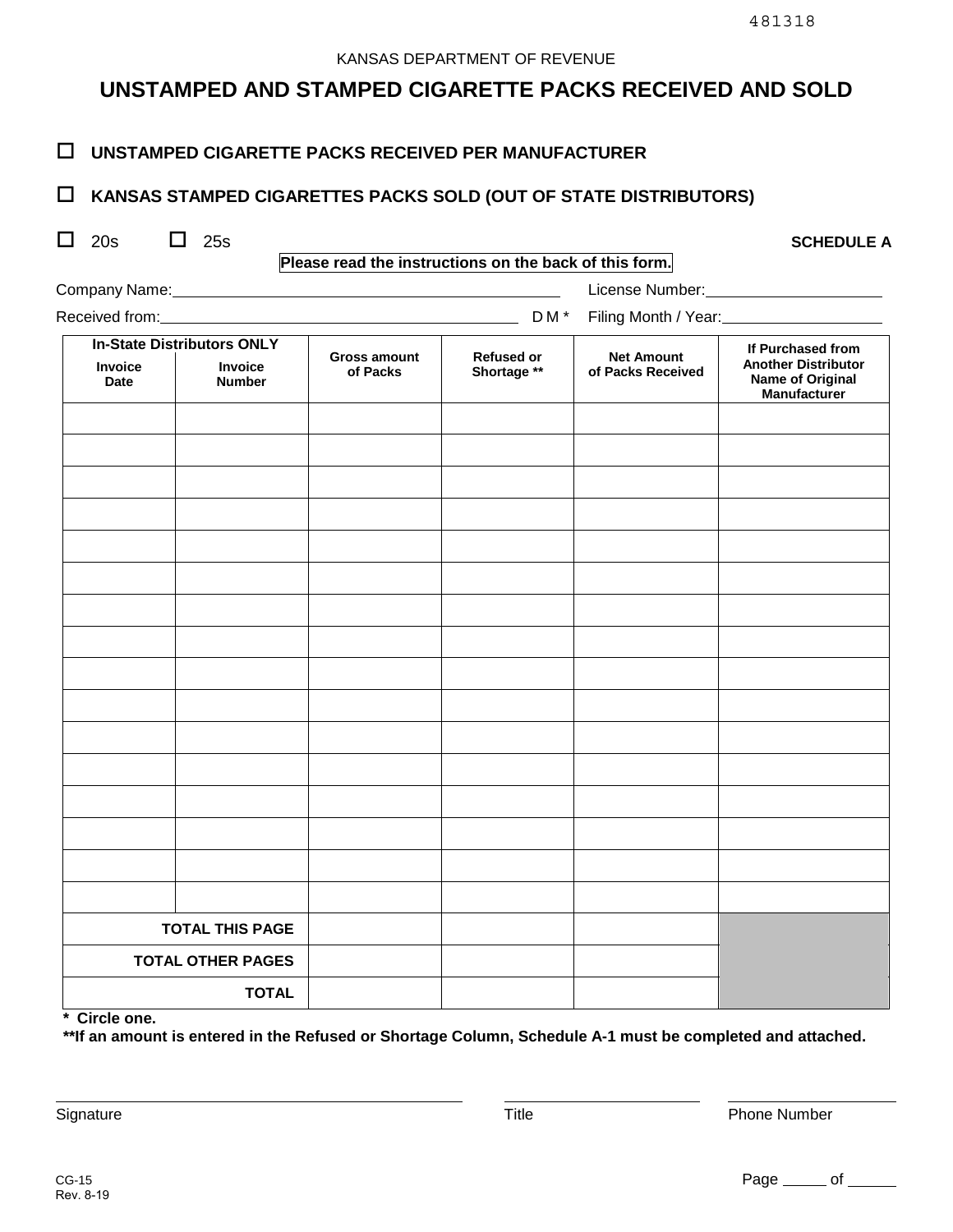481318

KANSAS DEPARTMENT OF REVENUE

# UNSTAMPED AND STAMPED CIGARETTE PACKS RECEIVED AND SOLD

☐ **UNSTAMPED CIGARETTE PACKS RECEIVED PER MANUFACTURER**

☐ **KANSAS STAMPED CIGARETTES PACKS SOLD (OUT OF STATE DISTRIBUTORS)**

☐ 20s ☐ 25s

**SCHEDULE A**

**Please read the instructions on the back of this form.**

Company Name: ____________________ License Number: ____________________

Received from: ____________________ D M * Filing Month / Year: ____________________

| In-State Distributors ONLY | | Gross amount of Packs | Refused or Shortage ** | Net Amount of Packs Received | If Purchased from Another Distributor Name of Original Manufacturer |
|---|---|---|---|---|---|
| Invoice Date | Invoice Number | | | | |
| | | | | | |
| | | | | | |
| | | | | | |
| | | | | | |
| | | | | | |
| | | | | | |
| | | | | | |
| | | | | | |
| | | | | | |
| | | | | | |
| | | | | | |
| | | | | | |
| | | | | | |
| | | | | | |
| | | | | | |
| | | | | | |
| **TOTAL THIS PAGE** | | | | | |
| **TOTAL OTHER PAGES** | | | | | |
| **TOTAL** | | | | | |

**\* Circle one.**

**\*\*If an amount is entered in the Refused or Shortage Column, Schedule A-1 must be completed and attached.**

Signature ____________________ Title ____________________ Phone Number ____________________

CG-15
Rev. 8-19

Page _____ of _____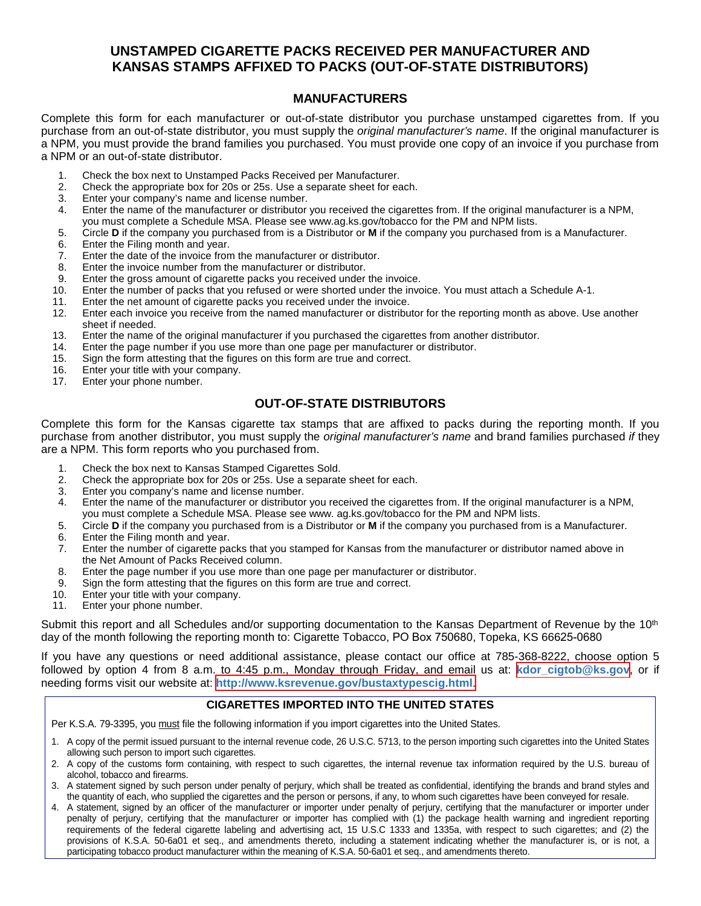# UNSTAMPED CIGARETTE PACKS RECEIVED PER MANUFACTURER AND KANSAS STAMPS AFFIXED TO PACKS (OUT-OF-STATE DISTRIBUTORS)

## MANUFACTURERS

Complete this form for each manufacturer or out-of-state distributor you purchase unstamped cigarettes from. If you purchase from an out-of-state distributor, you must supply the *original manufacturer's name*. If the original manufacturer is a NPM, you must provide the brand families you purchased. You must provide one copy of an invoice if you purchase from a NPM or an out-of-state distributor.

1. Check the box next to Unstamped Packs Received per Manufacturer.
2. Check the appropriate box for 20s or 25s. Use a separate sheet for each.
3. Enter your company's name and license number.
4. Enter the name of the manufacturer or distributor you received the cigarettes from. If the original manufacturer is a NPM, you must complete a Schedule MSA. Please see www.ag.ks.gov/tobacco for the PM and NPM lists.
5. Circle **D** if the company you purchased from is a Distributor or **M** if the company you purchased from is a Manufacturer.
6. Enter the Filing month and year.
7. Enter the date of the invoice from the manufacturer or distributor.
8. Enter the invoice number from the manufacturer or distributor.
9. Enter the gross amount of cigarette packs you received under the invoice.
10. Enter the number of packs that you refused or were shorted under the invoice. You must attach a Schedule A-1.
11. Enter the net amount of cigarette packs you received under the invoice.
12. Enter each invoice you receive from the named manufacturer or distributor for the reporting month as above. Use another sheet if needed.
13. Enter the name of the original manufacturer if you purchased the cigarettes from another distributor.
14. Enter the page number if you use more than one page per manufacturer or distributor.
15. Sign the form attesting that the figures on this form are true and correct.
16. Enter your title with your company.
17. Enter your phone number.

## OUT-OF-STATE DISTRIBUTORS

Complete this form for the Kansas cigarette tax stamps that are affixed to packs during the reporting month. If you purchase from another distributor, you must supply the *original manufacturer's name* and brand families purchased *if* they are a NPM. This form reports who you purchased from.

1. Check the box next to Kansas Stamped Cigarettes Sold.
2. Check the appropriate box for 20s or 25s. Use a separate sheet for each.
3. Enter you company's name and license number.
4. Enter the name of the manufacturer or distributor you received the cigarettes from. If the original manufacturer is a NPM, you must complete a Schedule MSA. Please see www. ag.ks.gov/tobacco for the PM and NPM lists.
5. Circle **D** if the company you purchased from is a Distributor or **M** if the company you purchased from is a Manufacturer.
6. Enter the Filing month and year.
7. Enter the number of cigarette packs that you stamped for Kansas from the manufacturer or distributor named above in the Net Amount of Packs Received column.
8. Enter the page number if you use more than one page per manufacturer or distributor.
9. Sign the form attesting that the figures on this form are true and correct.
10. Enter your title with your company.
11. Enter your phone number.

Submit this report and all Schedules and/or supporting documentation to the Kansas Department of Revenue by the 10th day of the month following the reporting month to: Cigarette Tobacco, PO Box 750680, Topeka, KS 66625-0680

If you have any questions or need additional assistance, please contact our office at 785-368-8222, choose option 5 followed by option 4 from 8 a.m. to 4:45 p.m., Monday through Friday, and email us at: **kdor_cigtob@ks.gov**, or if needing forms visit our website at: **http://www.ksrevenue.gov/bustaxtypescig.html.**

### CIGARETTES IMPORTED INTO THE UNITED STATES

Per K.S.A. 79-3395, you must file the following information if you import cigarettes into the United States.

1. A copy of the permit issued pursuant to the internal revenue code, 26 U.S.C. 5713, to the person importing such cigarettes into the United States allowing such person to import such cigarettes.
2. A copy of the customs form containing, with respect to such cigarettes, the internal revenue tax information required by the U.S. bureau of alcohol, tobacco and firearms.
3. A statement signed by such person under penalty of perjury, which shall be treated as confidential, identifying the brands and brand styles and the quantity of each, who supplied the cigarettes and the person or persons, if any, to whom such cigarettes have been conveyed for resale.
4. A statement, signed by an officer of the manufacturer or importer under penalty of perjury, certifying that the manufacturer or importer under penalty of perjury, certifying that the manufacturer or importer has complied with (1) the package health warning and ingredient reporting requirements of the federal cigarette labeling and advertising act, 15 U.S.C 1333 and 1335a, with respect to such cigarettes; and (2) the provisions of K.S.A. 50-6a01 et seq., and amendments thereto, including a statement indicating whether the manufacturer is, or is not, a participating tobacco product manufacturer within the meaning of K.S.A. 50-6a01 et seq., and amendments thereto.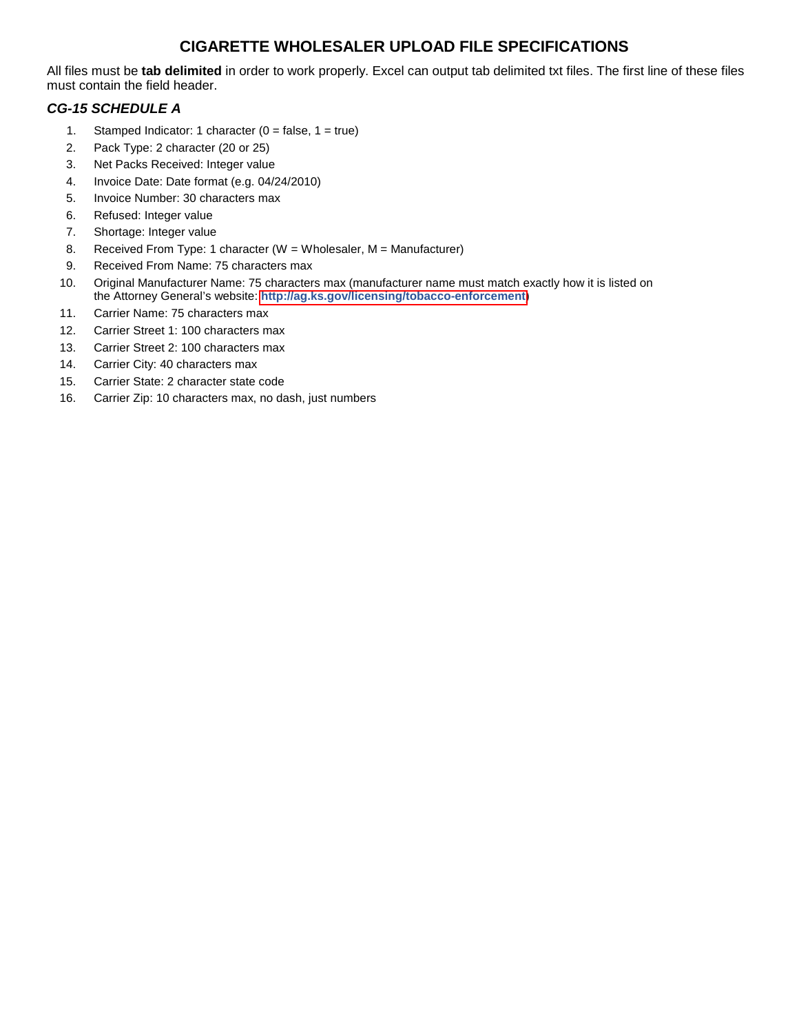# CIGARETTE WHOLESALER UPLOAD FILE SPECIFICATIONS

All files must be **tab delimited** in order to work properly. Excel can output tab delimited txt files. The first line of these files must contain the field header.

### *CG-15 SCHEDULE A*

1. Stamped Indicator: 1 character (0 = false, 1 = true)
2. Pack Type: 2 character (20 or 25)
3. Net Packs Received: Integer value
4. Invoice Date: Date format (e.g. 04/24/2010)
5. Invoice Number: 30 characters max
6. Refused: Integer value
7. Shortage: Integer value
8. Received From Type: 1 character (W = Wholesaler, M = Manufacturer)
9. Received From Name: 75 characters max
10. Original Manufacturer Name: 75 characters max (manufacturer name must match exactly how it is listed on the Attorney General's website: http://ag.ks.gov/licensing/tobacco-enforcement)
11. Carrier Name: 75 characters max
12. Carrier Street 1: 100 characters max
13. Carrier Street 2: 100 characters max
14. Carrier City: 40 characters max
15. Carrier State: 2 character state code
16. Carrier Zip: 10 characters max, no dash, just numbers